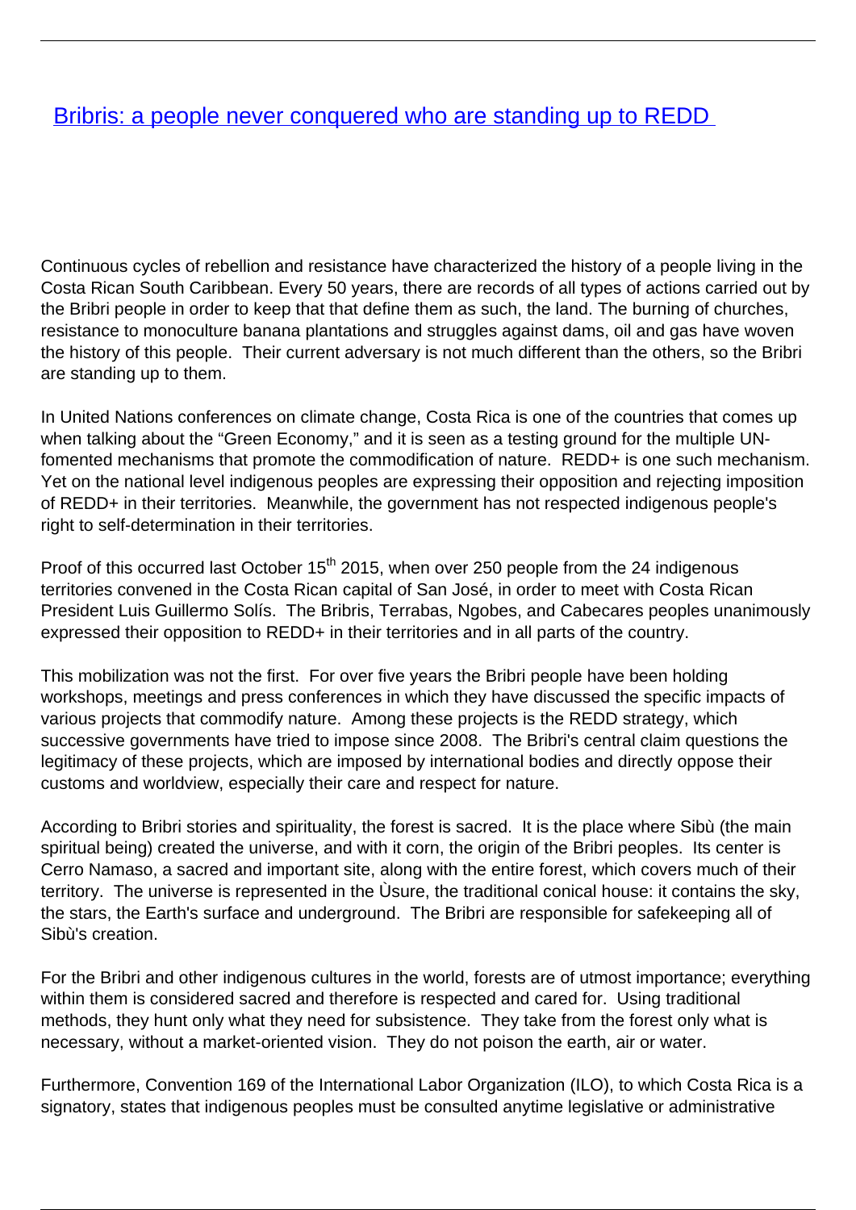# [Bribris: a people never conquered who are standing up to REDD]

Continuous cycles of rebellion and resistance have characterized the history of a people living in the Costa Rican South Caribbean. Every 50 years, there are records of all types of actions carried out by the Bribri people in order to keep that that define them as such, the land. The burning of churches, resistance to monoculture banana plantations and struggles against dams, oil and gas have woven the history of this people. Their current adversary is not much different than the others, so the Bribri are standing up to them.

In United Nations conferences on climate change, Costa Rica is one of the countries that comes up when talking about the "Green Economy," and it is seen as a testing ground for the multiple UN-fomented mechanisms that promote the commodification of nature. REDD+ is one such mechanism. Yet on the national level indigenous peoples are expressing their opposition and rejecting imposition of REDD+ in their territories. Meanwhile, the government has not respected indigenous people's right to self-determination in their territories.

Proof of this occurred last October 15th 2015, when over 250 people from the 24 indigenous territories convened in the Costa Rican capital of San José, in order to meet with Costa Rican President Luis Guillermo Solís. The Bribris, Terrabas, Ngobes, and Cabecares peoples unanimously expressed their opposition to REDD+ in their territories and in all parts of the country.

This mobilization was not the first. For over five years the Bribri people have been holding workshops, meetings and press conferences in which they have discussed the specific impacts of various projects that commodify nature. Among these projects is the REDD strategy, which successive governments have tried to impose since 2008. The Bribri's central claim questions the legitimacy of these projects, which are imposed by international bodies and directly oppose their customs and worldview, especially their care and respect for nature.

According to Bribri stories and spirituality, the forest is sacred. It is the place where Sibù (the main spiritual being) created the universe, and with it corn, the origin of the Bribri peoples. Its center is Cerro Namaso, a sacred and important site, along with the entire forest, which covers much of their territory. The universe is represented in the Ùsure, the traditional conical house: it contains the sky, the stars, the Earth's surface and underground. The Bribri are responsible for safekeeping all of Sibù's creation.

For the Bribri and other indigenous cultures in the world, forests are of utmost importance; everything within them is considered sacred and therefore is respected and cared for. Using traditional methods, they hunt only what they need for subsistence. They take from the forest only what is necessary, without a market-oriented vision. They do not poison the earth, air or water.

Furthermore, Convention 169 of the International Labor Organization (ILO), to which Costa Rica is a signatory, states that indigenous peoples must be consulted anytime legislative or administrative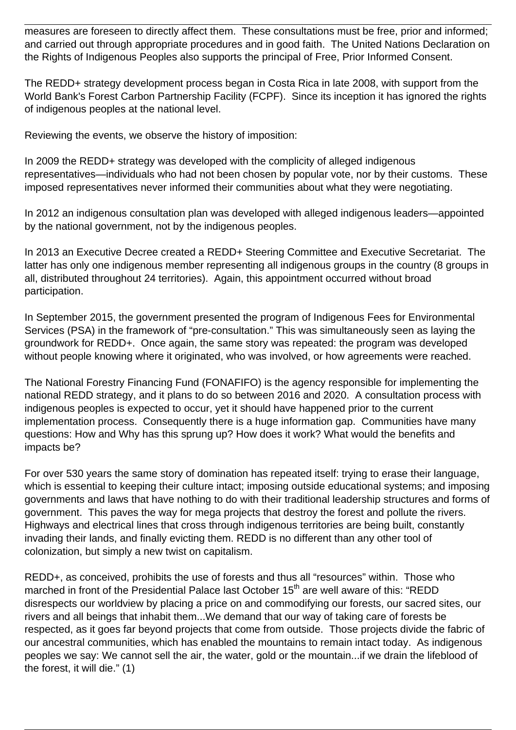measures are foreseen to directly affect them. These consultations must be free, prior and informed; and carried out through appropriate procedures and in good faith. The United Nations Declaration on the Rights of Indigenous Peoples also supports the principal of Free, Prior Informed Consent.

The REDD+ strategy development process began in Costa Rica in late 2008, with support from the World Bank's Forest Carbon Partnership Facility (FCPF). Since its inception it has ignored the rights of indigenous peoples at the national level.

Reviewing the events, we observe the history of imposition:

In 2009 the REDD+ strategy was developed with the complicity of alleged indigenous representatives—individuals who had not been chosen by popular vote, nor by their customs. These imposed representatives never informed their communities about what they were negotiating.

In 2012 an indigenous consultation plan was developed with alleged indigenous leaders—appointed by the national government, not by the indigenous peoples.

In 2013 an Executive Decree created a REDD+ Steering Committee and Executive Secretariat. The latter has only one indigenous member representing all indigenous groups in the country (8 groups in all, distributed throughout 24 territories). Again, this appointment occurred without broad participation.

In September 2015, the government presented the program of Indigenous Fees for Environmental Services (PSA) in the framework of "pre-consultation." This was simultaneously seen as laying the groundwork for REDD+. Once again, the same story was repeated: the program was developed without people knowing where it originated, who was involved, or how agreements were reached.

The National Forestry Financing Fund (FONAFIFO) is the agency responsible for implementing the national REDD strategy, and it plans to do so between 2016 and 2020. A consultation process with indigenous peoples is expected to occur, yet it should have happened prior to the current implementation process. Consequently there is a huge information gap. Communities have many questions: How and Why has this sprung up? How does it work? What would the benefits and impacts be?

For over 530 years the same story of domination has repeated itself: trying to erase their language, which is essential to keeping their culture intact; imposing outside educational systems; and imposing governments and laws that have nothing to do with their traditional leadership structures and forms of government. This paves the way for mega projects that destroy the forest and pollute the rivers. Highways and electrical lines that cross through indigenous territories are being built, constantly invading their lands, and finally evicting them. REDD is no different than any other tool of colonization, but simply a new twist on capitalism.

REDD+, as conceived, prohibits the use of forests and thus all "resources" within. Those who marched in front of the Presidential Palace last October 15th are well aware of this: "REDD disrespects our worldview by placing a price on and commodifying our forests, our sacred sites, our rivers and all beings that inhabit them...We demand that our way of taking care of forests be respected, as it goes far beyond projects that come from outside. Those projects divide the fabric of our ancestral communities, which has enabled the mountains to remain intact today. As indigenous peoples we say: We cannot sell the air, the water, gold or the mountain...if we drain the lifeblood of the forest, it will die." (1)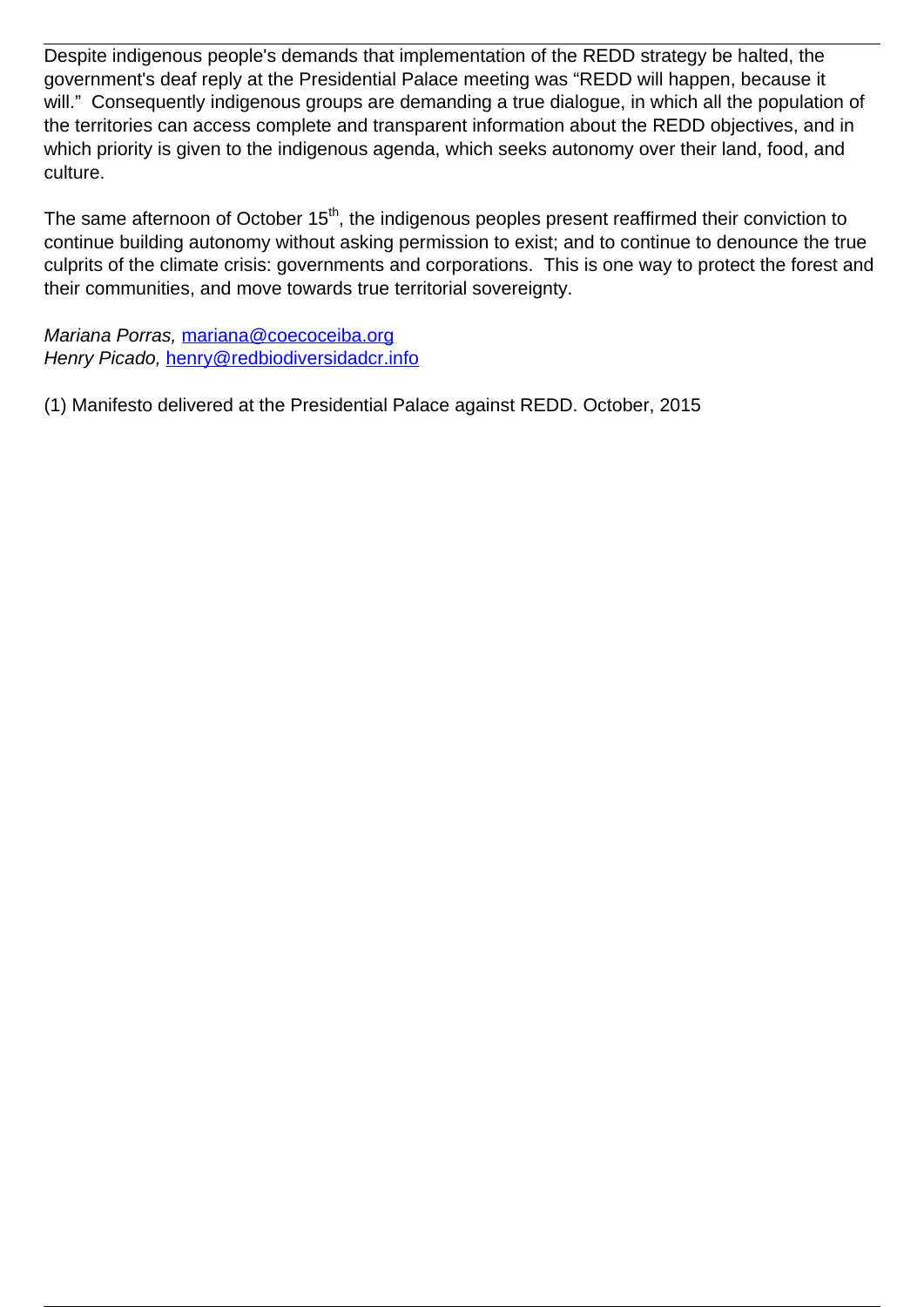Despite indigenous people's demands that implementation of the REDD strategy be halted, the government's deaf reply at the Presidential Palace meeting was “REDD will happen, because it will.” Consequently indigenous groups are demanding a true dialogue, in which all the population of the territories can access complete and transparent information about the REDD objectives, and in which priority is given to the indigenous agenda, which seeks autonomy over their land, food, and culture.

The same afternoon of October 15th, the indigenous peoples present reaffirmed their conviction to continue building autonomy without asking permission to exist; and to continue to denounce the true culprits of the climate crisis: governments and corporations. This is one way to protect the forest and their communities, and move towards true territorial sovereignty.

*Mariana Porras,* mariana@coecoceiba.org  
*Henry Picado,* henry@redbiodiversidadcr.info

(1) Manifesto delivered at the Presidential Palace against REDD. October, 2015